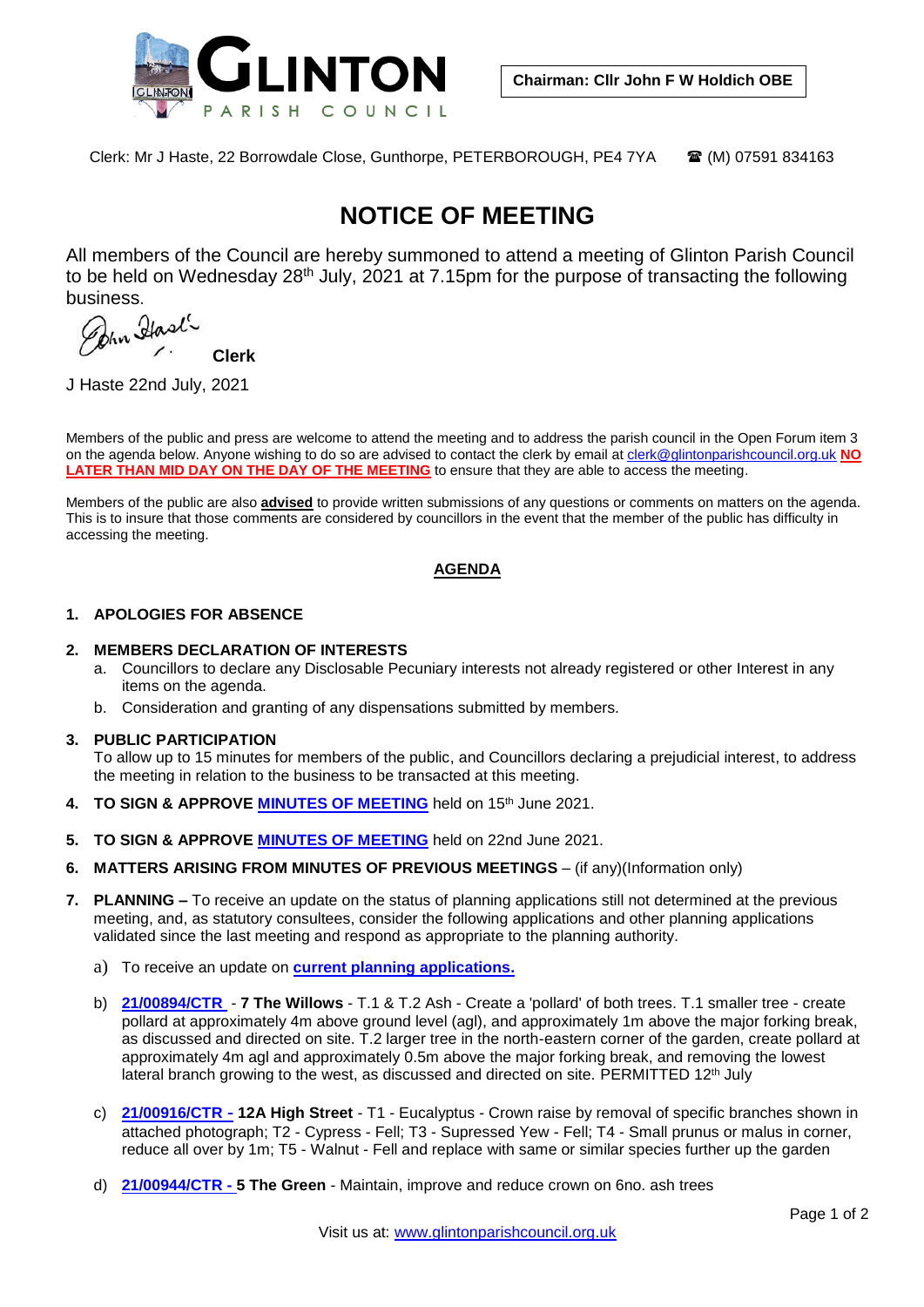# GLINTON PARISH COUNCIL

**Chairman: Cllr John F W Holdich OBE**

Clerk: Mr J Haste, 22 Borrowdale Close, Gunthorpe, PETERBOROUGH, PE4 7YA ☎ (M) 07591 834163

# NOTICE OF MEETING

All members of the Council are hereby summoned to attend a meeting of Glinton Parish Council to be held on Wednesday 28th July, 2021 at 7.15pm for the purpose of transacting the following business.

**Clerk**

J Haste 22nd July, 2021

Members of the public and press are welcome to attend the meeting and to address the parish council in the Open Forum item 3 on the agenda below. Anyone wishing to do so are advised to contact the clerk by email at clerk@glintonparishcouncil.org.uk **NO LATER THAN MID DAY ON THE DAY OF THE MEETING** to ensure that they are able to access the meeting.

Members of the public are also **advised** to provide written submissions of any questions or comments on matters on the agenda. This is to insure that those comments are considered by councillors in the event that the member of the public has difficulty in accessing the meeting.

## AGENDA

1. **APOLOGIES FOR ABSENCE**

2. **MEMBERS DECLARATION OF INTERESTS**
   a. Councillors to declare any Disclosable Pecuniary interests not already registered or other Interest in any items on the agenda.
   b. Consideration and granting of any dispensations submitted by members.

3. **PUBLIC PARTICIPATION**
   To allow up to 15 minutes for members of the public, and Councillors declaring a prejudicial interest, to address the meeting in relation to the business to be transacted at this meeting.

4. **TO SIGN & APPROVE MINUTES OF MEETING** held on 15th June 2021.

5. **TO SIGN & APPROVE MINUTES OF MEETING** held on 22nd June 2021.

6. **MATTERS ARISING FROM MINUTES OF PREVIOUS MEETINGS** – (if any)(Information only)

7. **PLANNING –** To receive an update on the status of planning applications still not determined at the previous meeting, and, as statutory consultees, consider the following applications and other planning applications validated since the last meeting and respond as appropriate to the planning authority.

   a) To receive an update on **current planning applications.**

   b) **21/00894/CTR** - **7 The Willows** - T.1 & T.2 Ash - Create a 'pollard' of both trees. T.1 smaller tree - create pollard at approximately 4m above ground level (agl), and approximately 1m above the major forking break, as discussed and directed on site. T.2 larger tree in the north-eastern corner of the garden, create pollard at approximately 4m agl and approximately 0.5m above the major forking break, and removing the lowest lateral branch growing to the west, as discussed and directed on site. PERMITTED 12th July

   c) **21/00916/CTR - 12A High Street** - T1 - Eucalyptus - Crown raise by removal of specific branches shown in attached photograph; T2 - Cypress - Fell; T3 - Supressed Yew - Fell; T4 - Small prunus or malus in corner, reduce all over by 1m; T5 - Walnut - Fell and replace with same or similar species further up the garden

   d) **21/00944/CTR - 5 The Green** - Maintain, improve and reduce crown on 6no. ash trees

Visit us at: www.glintonparishcouncil.org.uk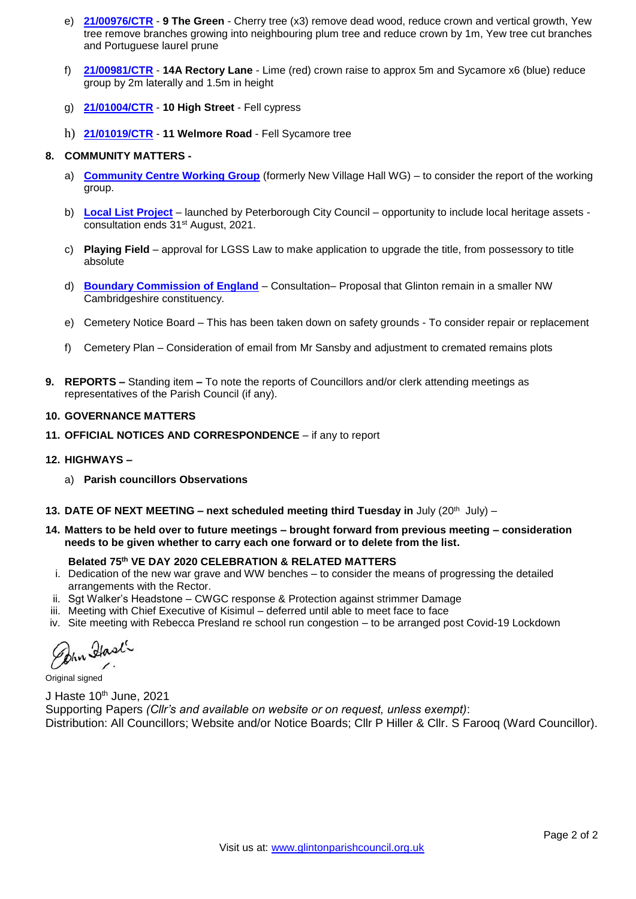e) **21/00976/CTR** - **9 The Green** - Cherry tree (x3) remove dead wood, reduce crown and vertical growth, Yew tree remove branches growing into neighbouring plum tree and reduce crown by 1m, Yew tree cut branches and Portuguese laurel prune

f) **21/00981/CTR** - **14A Rectory Lane** - Lime (red) crown raise to approx 5m and Sycamore x6 (blue) reduce group by 2m laterally and 1.5m in height

g) **21/01004/CTR** - **10 High Street** - Fell cypress

h) **21/01019/CTR** - **11 Welmore Road** - Fell Sycamore tree

**8. COMMUNITY MATTERS -**

a) **Community Centre Working Group** (formerly New Village Hall WG) – to consider the report of the working group.

b) **Local List Project** – launched by Peterborough City Council – opportunity to include local heritage assets - consultation ends 31st August, 2021.

c) **Playing Field** – approval for LGSS Law to make application to upgrade the title, from possessory to title absolute

d) **Boundary Commission of England** – Consultation– Proposal that Glinton remain in a smaller NW Cambridgeshire constituency.

e) Cemetery Notice Board – This has been taken down on safety grounds - To consider repair or replacement

f) Cemetery Plan – Consideration of email from Mr Sansby and adjustment to cremated remains plots

**9. REPORTS –** Standing item **–** To note the reports of Councillors and/or clerk attending meetings as representatives of the Parish Council (if any).

**10. GOVERNANCE MATTERS**

**11. OFFICIAL NOTICES AND CORRESPONDENCE** – if any to report

**12. HIGHWAYS –**

a) **Parish councillors Observations**

**13. DATE OF NEXT MEETING – next scheduled meeting third Tuesday in** July (20th July) –

**14. Matters to be held over to future meetings – brought forward from previous meeting – consideration needs to be given whether to carry each one forward or to delete from the list.**

**Belated 75th VE DAY 2020 CELEBRATION & RELATED MATTERS**

i. Dedication of the new war grave and WW benches – to consider the means of progressing the detailed arrangements with the Rector.
ii. Sgt Walker's Headstone – CWGC response & Protection against strimmer Damage
iii. Meeting with Chief Executive of Kisimul – deferred until able to meet face to face
iv. Site meeting with Rebecca Presland re school run congestion – to be arranged post Covid-19 Lockdown

Original signed

J Haste 10th June, 2021
Supporting Papers *(Cllr's and available on website or on request, unless exempt)*:
Distribution: All Councillors; Website and/or Notice Boards; Cllr P Hiller & Cllr. S Farooq (Ward Councillor).

Visit us at: www.glintonparishcouncil.org.uk